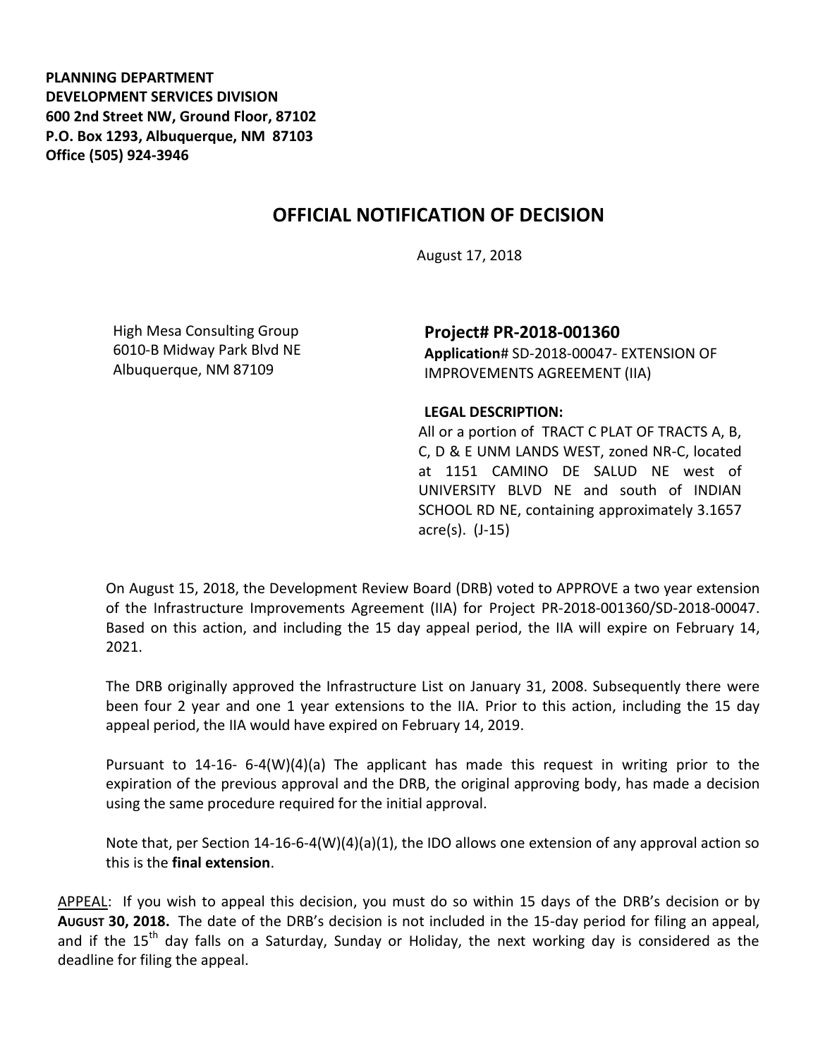**PLANNING DEPARTMENT**
**DEVELOPMENT SERVICES DIVISION**
**600 2nd Street NW, Ground Floor, 87102**
**P.O. Box 1293, Albuquerque, NM 87103**
**Office (505) 924-3946**

# OFFICIAL NOTIFICATION OF DECISION

August 17, 2018

High Mesa Consulting Group
6010-B Midway Park Blvd NE
Albuquerque, NM 87109

**Project# PR-2018-001360**
**Application#** SD-2018-00047- EXTENSION OF IMPROVEMENTS AGREEMENT (IIA)

**LEGAL DESCRIPTION:**
All or a portion of TRACT C PLAT OF TRACTS A, B, C, D & E UNM LANDS WEST, zoned NR-C, located at 1151 CAMINO DE SALUD NE west of UNIVERSITY BLVD NE and south of INDIAN SCHOOL RD NE, containing approximately 3.1657 acre(s). (J-15)

On August 15, 2018, the Development Review Board (DRB) voted to APPROVE a two year extension of the Infrastructure Improvements Agreement (IIA) for Project PR-2018-001360/SD-2018-00047. Based on this action, and including the 15 day appeal period, the IIA will expire on February 14, 2021.

The DRB originally approved the Infrastructure List on January 31, 2008. Subsequently there were been four 2 year and one 1 year extensions to the IIA. Prior to this action, including the 15 day appeal period, the IIA would have expired on February 14, 2019.

Pursuant to 14-16- 6-4(W)(4)(a) The applicant has made this request in writing prior to the expiration of the previous approval and the DRB, the original approving body, has made a decision using the same procedure required for the initial approval.

Note that, per Section 14-16-6-4(W)(4)(a)(1), the IDO allows one extension of any approval action so this is the **final extension**.

APPEAL: If you wish to appeal this decision, you must do so within 15 days of the DRB's decision or by **AUGUST 30, 2018.** The date of the DRB's decision is not included in the 15-day period for filing an appeal, and if the 15th day falls on a Saturday, Sunday or Holiday, the next working day is considered as the deadline for filing the appeal.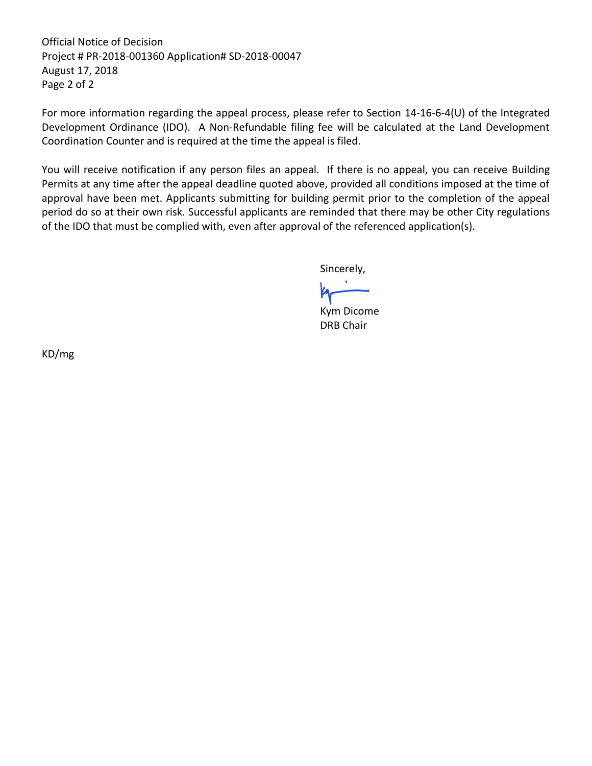For more information regarding the appeal process, please refer to Section 14-16-6-4(U) of the Integrated Development Ordinance (IDO). A Non-Refundable filing fee will be calculated at the Land Development Coordination Counter and is required at the time the appeal is filed.

You will receive notification if any person files an appeal. If there is no appeal, you can receive Building Permits at any time after the appeal deadline quoted above, provided all conditions imposed at the time of approval have been met. Applicants submitting for building permit prior to the completion of the appeal period do so at their own risk. Successful applicants are reminded that there may be other City regulations of the IDO that must be complied with, even after approval of the referenced application(s).

Sincerely,

Kym Dicome
DRB Chair

KD/mg